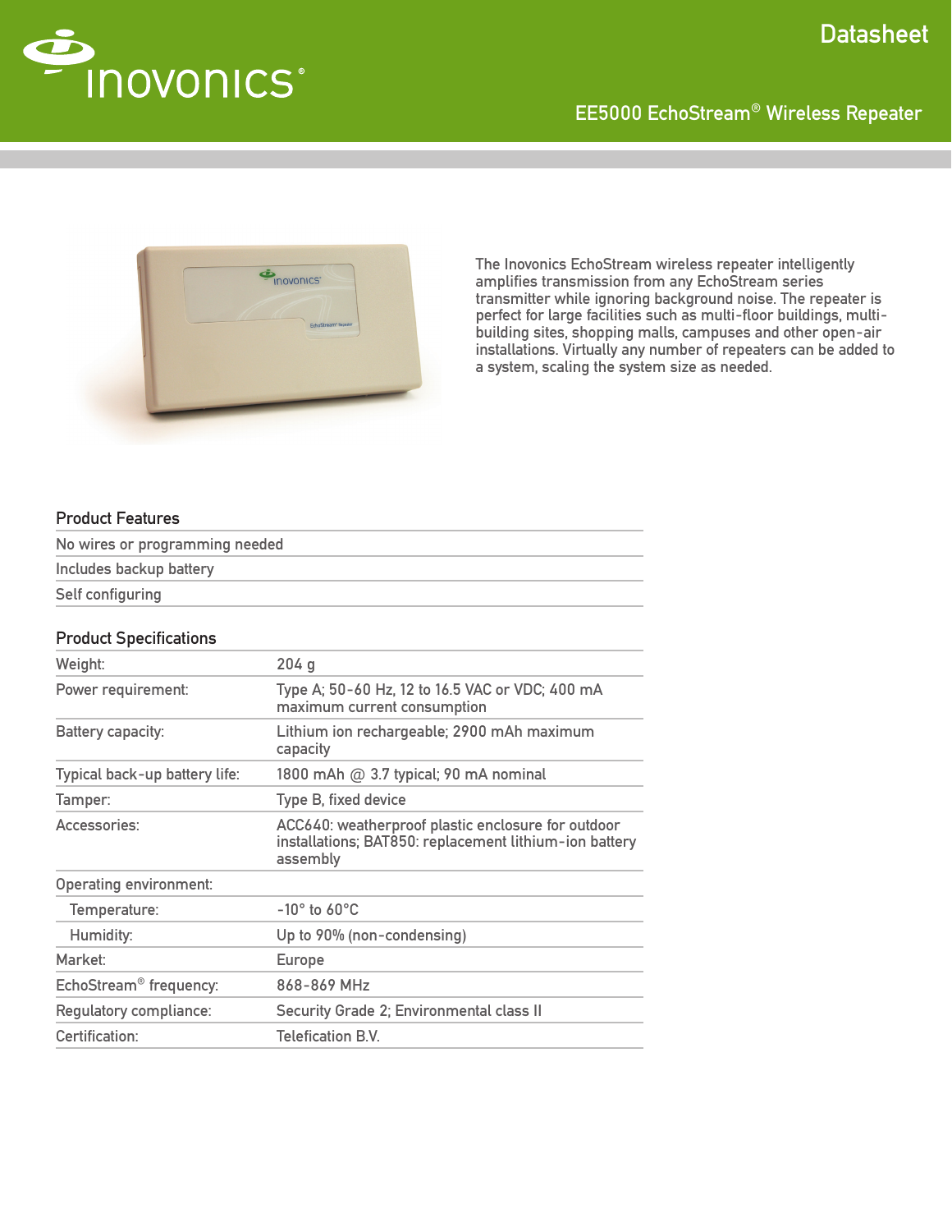# Datasheet

## EE5000 EchoStream® Wireless Repeater

The Inovonics EchoStream wireless repeater intelligently amplifies transmission from any EchoStream series transmitter while ignoring background noise. The repeater is perfect for large facilities such as multi-floor buildings, multi-building sites, shopping malls, campuses and other open-air installations. Virtually any number of repeaters can be added to a system, scaling the system size as needed.

### Product Features

- No wires or programming needed
- Includes backup battery
- Self configuring

### Product Specifications

| | |
|---|---|
| Weight: | 204 g |
| Power requirement: | Type A; 50-60 Hz, 12 to 16.5 VAC or VDC; 400 mA maximum current consumption |
| Battery capacity: | Lithium ion rechargeable; 2900 mAh maximum capacity |
| Typical back-up battery life: | 1800 mAh @ 3.7 typical; 90 mA nominal |
| Tamper: | Type B, fixed device |
| Accessories: | ACC640: weatherproof plastic enclosure for outdoor installations; BAT850: replacement lithium-ion battery assembly |
| Operating environment: | |
| Temperature: | -10° to 60°C |
| Humidity: | Up to 90% (non-condensing) |
| Market: | Europe |
| EchoStream® frequency: | 868-869 MHz |
| Regulatory compliance: | Security Grade 2; Environmental class II |
| Certification: | Telefication B.V. |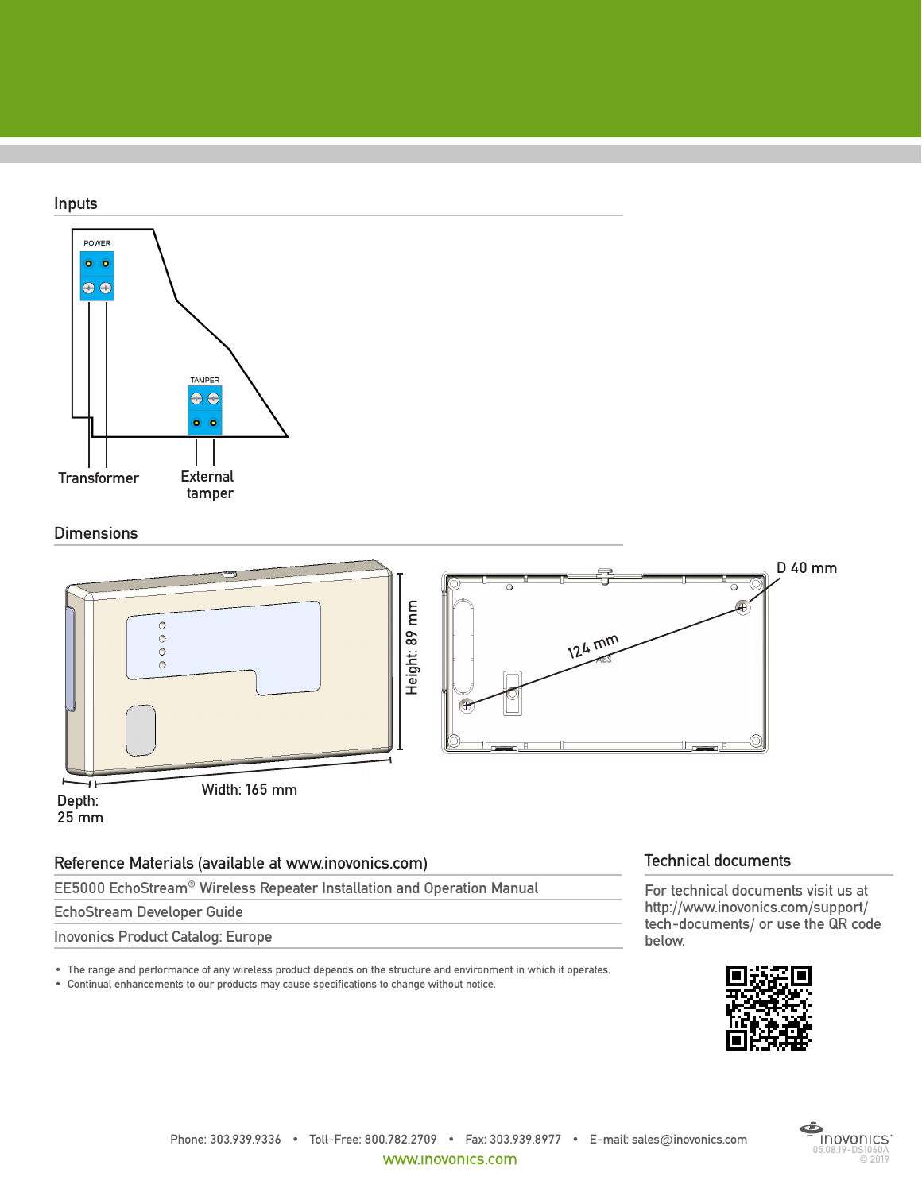## Inputs

POWER

TAMPER

Transformer

External tamper

## Dimensions

Height: 89 mm

Width: 165 mm

Depth: 25 mm

D 40 mm

124 mm

ABS

## Reference Materials (available at www.inovonics.com)

EE5000 EchoStream® Wireless Repeater Installation and Operation Manual

EchoStream Developer Guide

Inovonics Product Catalog: Europe

- The range and performance of any wireless product depends on the structure and environment in which it operates.
- Continual enhancements to our products may cause specifications to change without notice.

## Technical documents

For technical documents visit us at http://www.inovonics.com/support/tech-documents/ or use the QR code below.

Phone: 303.939.9336 • Toll-Free: 800.782.2709 • Fax: 303.939.8977 • E-mail: sales@inovonics.com

www.inovonics.com

inovonics

05.08.19-DS1060A

© 2019